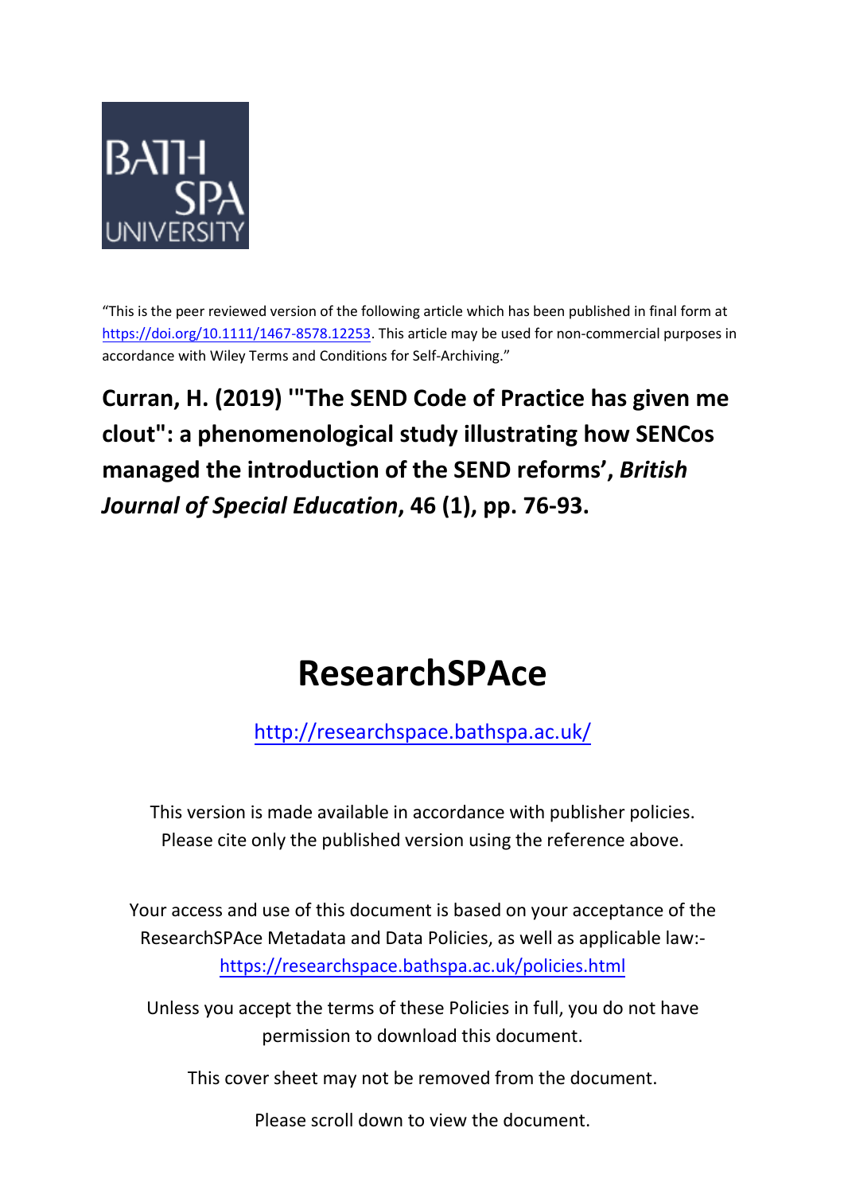BATH SPA UNIVERSITY

"This is the peer reviewed version of the following article which has been published in final form at https://doi.org/10.1111/1467-8578.12253. This article may be used for non-commercial purposes in accordance with Wiley Terms and Conditions for Self-Archiving."

**Curran, H. (2019) '"The SEND Code of Practice has given me clout": a phenomenological study illustrating how SENCos managed the introduction of the SEND reforms', *British Journal of Special Education*, 46 (1), pp. 76-93.**

# ResearchSPAce

http://researchspace.bathspa.ac.uk/

This version is made available in accordance with publisher policies. Please cite only the published version using the reference above.

Your access and use of this document is based on your acceptance of the ResearchSPAce Metadata and Data Policies, as well as applicable law:- https://researchspace.bathspa.ac.uk/policies.html

Unless you accept the terms of these Policies in full, you do not have permission to download this document.

This cover sheet may not be removed from the document.

Please scroll down to view the document.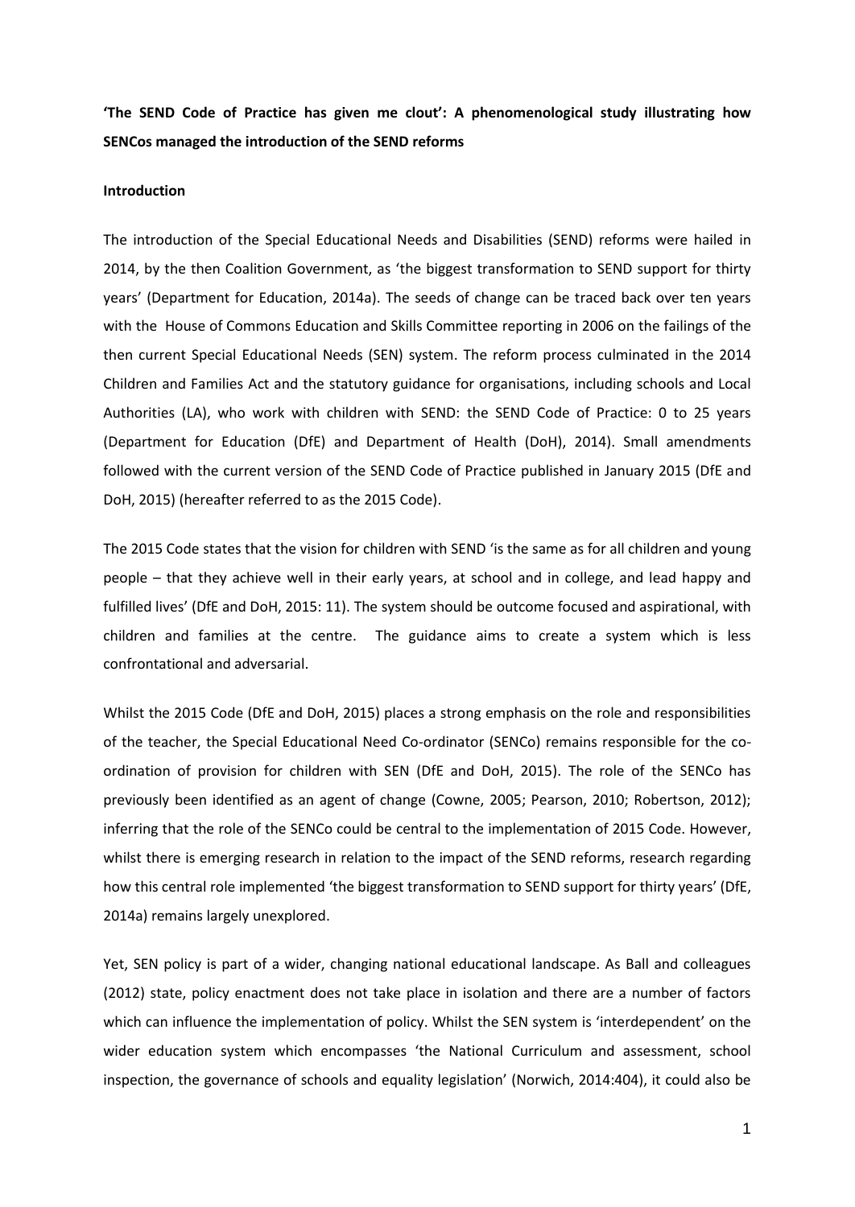**'The SEND Code of Practice has given me clout': A phenomenological study illustrating how SENCos managed the introduction of the SEND reforms**

## Introduction

The introduction of the Special Educational Needs and Disabilities (SEND) reforms were hailed in 2014, by the then Coalition Government, as 'the biggest transformation to SEND support for thirty years' (Department for Education, 2014a). The seeds of change can be traced back over ten years with the House of Commons Education and Skills Committee reporting in 2006 on the failings of the then current Special Educational Needs (SEN) system. The reform process culminated in the 2014 Children and Families Act and the statutory guidance for organisations, including schools and Local Authorities (LA), who work with children with SEND: the SEND Code of Practice: 0 to 25 years (Department for Education (DfE) and Department of Health (DoH), 2014). Small amendments followed with the current version of the SEND Code of Practice published in January 2015 (DfE and DoH, 2015) (hereafter referred to as the 2015 Code).

The 2015 Code states that the vision for children with SEND 'is the same as for all children and young people – that they achieve well in their early years, at school and in college, and lead happy and fulfilled lives' (DfE and DoH, 2015: 11). The system should be outcome focused and aspirational, with children and families at the centre. The guidance aims to create a system which is less confrontational and adversarial.

Whilst the 2015 Code (DfE and DoH, 2015) places a strong emphasis on the role and responsibilities of the teacher, the Special Educational Need Co-ordinator (SENCo) remains responsible for the co-ordination of provision for children with SEN (DfE and DoH, 2015). The role of the SENCo has previously been identified as an agent of change (Cowne, 2005; Pearson, 2010; Robertson, 2012); inferring that the role of the SENCo could be central to the implementation of 2015 Code. However, whilst there is emerging research in relation to the impact of the SEND reforms, research regarding how this central role implemented 'the biggest transformation to SEND support for thirty years' (DfE, 2014a) remains largely unexplored.

Yet, SEN policy is part of a wider, changing national educational landscape. As Ball and colleagues (2012) state, policy enactment does not take place in isolation and there are a number of factors which can influence the implementation of policy. Whilst the SEN system is 'interdependent' on the wider education system which encompasses 'the National Curriculum and assessment, school inspection, the governance of schools and equality legislation' (Norwich, 2014:404), it could also be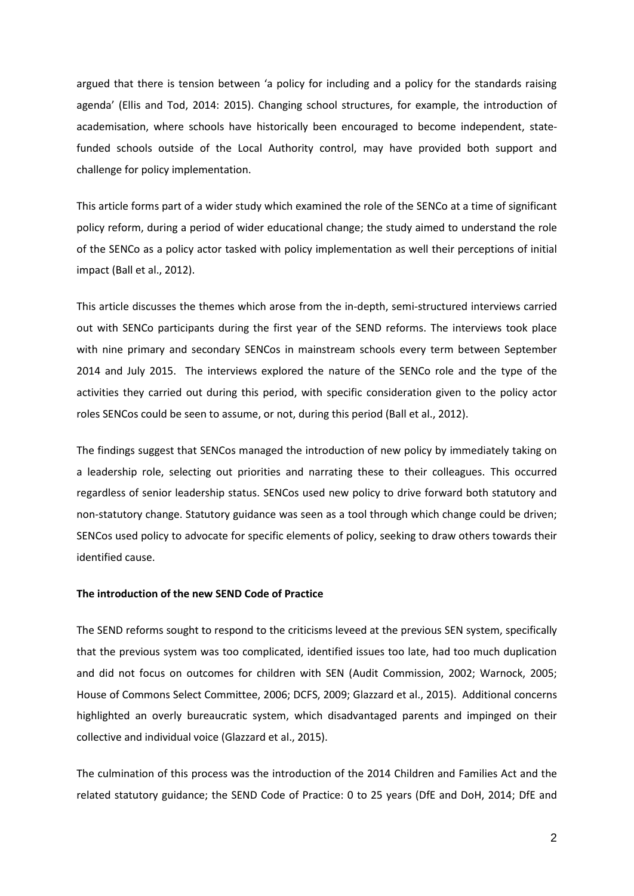argued that there is tension between 'a policy for including and a policy for the standards raising agenda' (Ellis and Tod, 2014: 2015). Changing school structures, for example, the introduction of academisation, where schools have historically been encouraged to become independent, state-funded schools outside of the Local Authority control, may have provided both support and challenge for policy implementation.

This article forms part of a wider study which examined the role of the SENCo at a time of significant policy reform, during a period of wider educational change; the study aimed to understand the role of the SENCo as a policy actor tasked with policy implementation as well their perceptions of initial impact (Ball et al., 2012).

This article discusses the themes which arose from the in-depth, semi-structured interviews carried out with SENCo participants during the first year of the SEND reforms. The interviews took place with nine primary and secondary SENCos in mainstream schools every term between September 2014 and July 2015. The interviews explored the nature of the SENCo role and the type of the activities they carried out during this period, with specific consideration given to the policy actor roles SENCos could be seen to assume, or not, during this period (Ball et al., 2012).

The findings suggest that SENCos managed the introduction of new policy by immediately taking on a leadership role, selecting out priorities and narrating these to their colleagues. This occurred regardless of senior leadership status. SENCos used new policy to drive forward both statutory and non-statutory change. Statutory guidance was seen as a tool through which change could be driven; SENCos used policy to advocate for specific elements of policy, seeking to draw others towards their identified cause.

**The introduction of the new SEND Code of Practice**

The SEND reforms sought to respond to the criticisms leveed at the previous SEN system, specifically that the previous system was too complicated, identified issues too late, had too much duplication and did not focus on outcomes for children with SEN (Audit Commission, 2002; Warnock, 2005; House of Commons Select Committee, 2006; DCFS, 2009; Glazzard et al., 2015). Additional concerns highlighted an overly bureaucratic system, which disadvantaged parents and impinged on their collective and individual voice (Glazzard et al., 2015).

The culmination of this process was the introduction of the 2014 Children and Families Act and the related statutory guidance; the SEND Code of Practice: 0 to 25 years (DfE and DoH, 2014; DfE and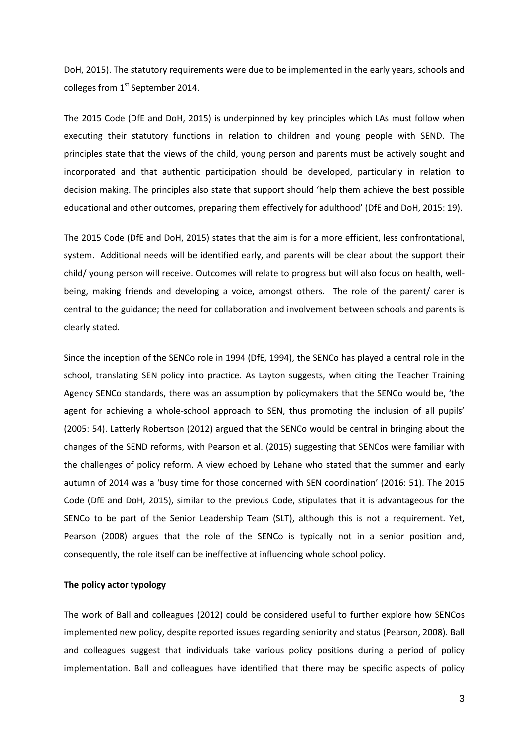DoH, 2015). The statutory requirements were due to be implemented in the early years, schools and colleges from 1st September 2014.

The 2015 Code (DfE and DoH, 2015) is underpinned by key principles which LAs must follow when executing their statutory functions in relation to children and young people with SEND. The principles state that the views of the child, young person and parents must be actively sought and incorporated and that authentic participation should be developed, particularly in relation to decision making. The principles also state that support should 'help them achieve the best possible educational and other outcomes, preparing them effectively for adulthood' (DfE and DoH, 2015: 19).

The 2015 Code (DfE and DoH, 2015) states that the aim is for a more efficient, less confrontational, system. Additional needs will be identified early, and parents will be clear about the support their child/ young person will receive. Outcomes will relate to progress but will also focus on health, well-being, making friends and developing a voice, amongst others. The role of the parent/ carer is central to the guidance; the need for collaboration and involvement between schools and parents is clearly stated.

Since the inception of the SENCo role in 1994 (DfE, 1994), the SENCo has played a central role in the school, translating SEN policy into practice. As Layton suggests, when citing the Teacher Training Agency SENCo standards, there was an assumption by policymakers that the SENCo would be, 'the agent for achieving a whole-school approach to SEN, thus promoting the inclusion of all pupils' (2005: 54). Latterly Robertson (2012) argued that the SENCo would be central in bringing about the changes of the SEND reforms, with Pearson et al. (2015) suggesting that SENCos were familiar with the challenges of policy reform. A view echoed by Lehane who stated that the summer and early autumn of 2014 was a 'busy time for those concerned with SEN coordination' (2016: 51). The 2015 Code (DfE and DoH, 2015), similar to the previous Code, stipulates that it is advantageous for the SENCo to be part of the Senior Leadership Team (SLT), although this is not a requirement. Yet, Pearson (2008) argues that the role of the SENCo is typically not in a senior position and, consequently, the role itself can be ineffective at influencing whole school policy.

**The policy actor typology**

The work of Ball and colleagues (2012) could be considered useful to further explore how SENCos implemented new policy, despite reported issues regarding seniority and status (Pearson, 2008). Ball and colleagues suggest that individuals take various policy positions during a period of policy implementation. Ball and colleagues have identified that there may be specific aspects of policy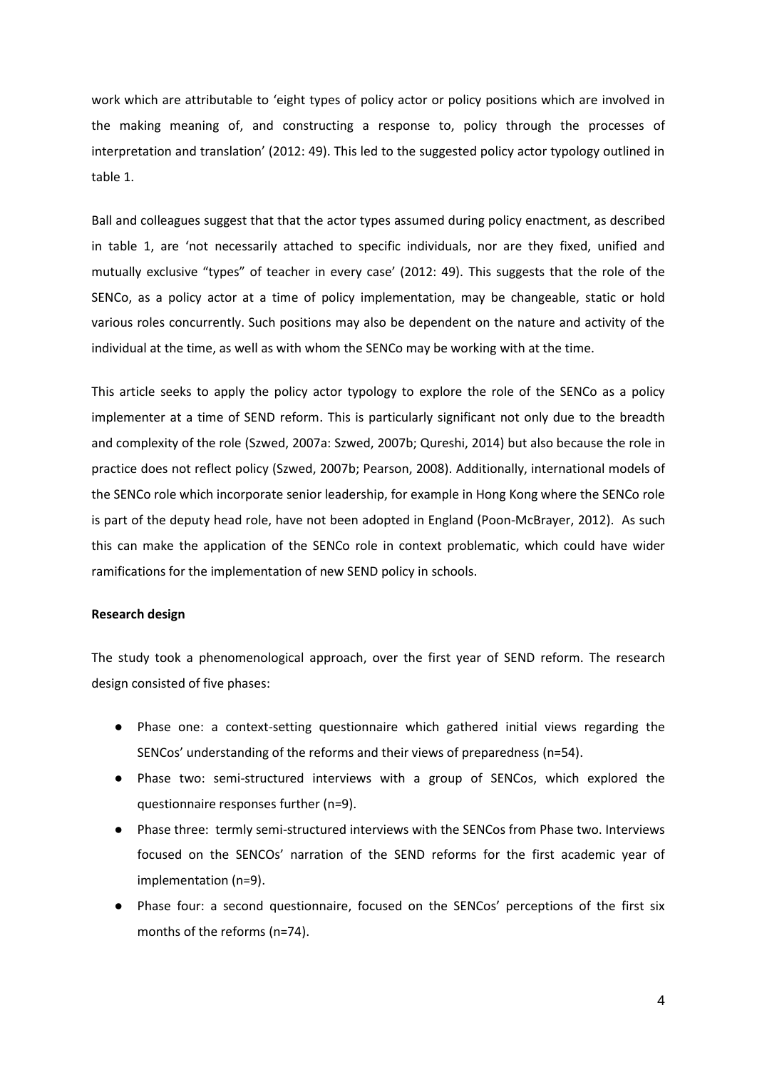work which are attributable to 'eight types of policy actor or policy positions which are involved in the making meaning of, and constructing a response to, policy through the processes of interpretation and translation' (2012: 49). This led to the suggested policy actor typology outlined in table 1.

Ball and colleagues suggest that that the actor types assumed during policy enactment, as described in table 1, are 'not necessarily attached to specific individuals, nor are they fixed, unified and mutually exclusive "types" of teacher in every case' (2012: 49). This suggests that the role of the SENCo, as a policy actor at a time of policy implementation, may be changeable, static or hold various roles concurrently. Such positions may also be dependent on the nature and activity of the individual at the time, as well as with whom the SENCo may be working with at the time.

This article seeks to apply the policy actor typology to explore the role of the SENCo as a policy implementer at a time of SEND reform. This is particularly significant not only due to the breadth and complexity of the role (Szwed, 2007a: Szwed, 2007b; Qureshi, 2014) but also because the role in practice does not reflect policy (Szwed, 2007b; Pearson, 2008). Additionally, international models of the SENCo role which incorporate senior leadership, for example in Hong Kong where the SENCo role is part of the deputy head role, have not been adopted in England (Poon-McBrayer, 2012). As such this can make the application of the SENCo role in context problematic, which could have wider ramifications for the implementation of new SEND policy in schools.

**Research design**

The study took a phenomenological approach, over the first year of SEND reform. The research design consisted of five phases:

- Phase one: a context-setting questionnaire which gathered initial views regarding the SENCos' understanding of the reforms and their views of preparedness (n=54).
- Phase two: semi-structured interviews with a group of SENCos, which explored the questionnaire responses further (n=9).
- Phase three: termly semi-structured interviews with the SENCos from Phase two. Interviews focused on the SENCOs' narration of the SEND reforms for the first academic year of implementation (n=9).
- Phase four: a second questionnaire, focused on the SENCos' perceptions of the first six months of the reforms (n=74).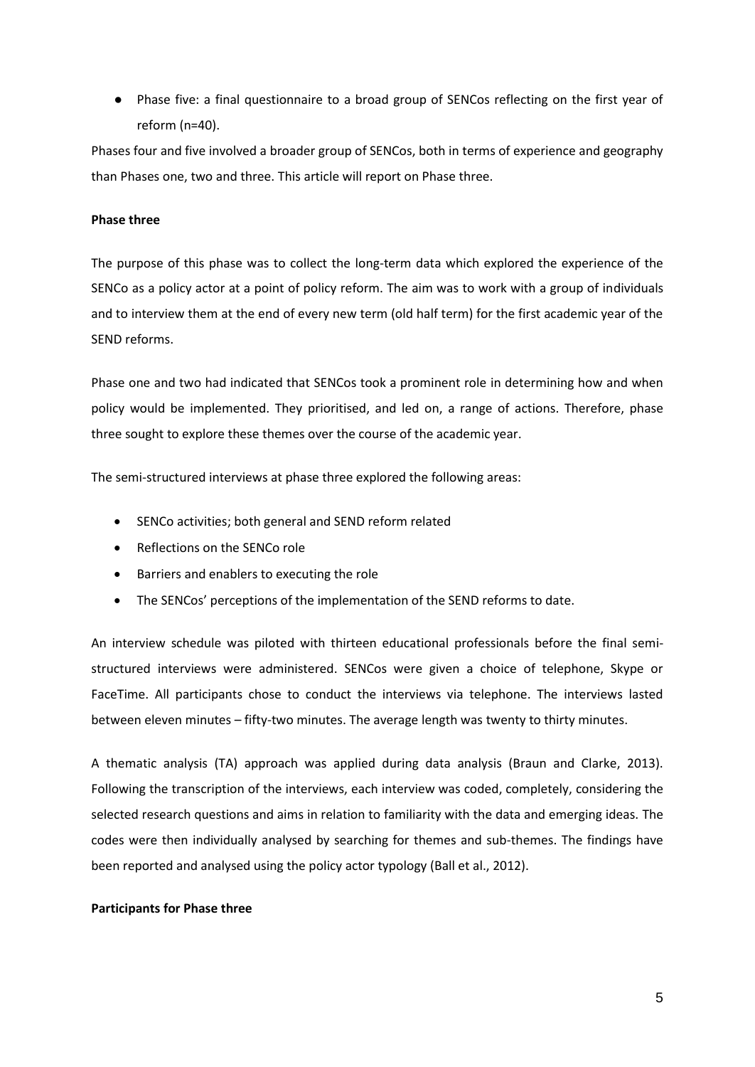- Phase five: a final questionnaire to a broad group of SENCos reflecting on the first year of reform (n=40).

Phases four and five involved a broader group of SENCos, both in terms of experience and geography than Phases one, two and three. This article will report on Phase three.

**Phase three**

The purpose of this phase was to collect the long-term data which explored the experience of the SENCo as a policy actor at a point of policy reform. The aim was to work with a group of individuals and to interview them at the end of every new term (old half term) for the first academic year of the SEND reforms.

Phase one and two had indicated that SENCos took a prominent role in determining how and when policy would be implemented. They prioritised, and led on, a range of actions. Therefore, phase three sought to explore these themes over the course of the academic year.

The semi-structured interviews at phase three explored the following areas:

- SENCo activities; both general and SEND reform related
- Reflections on the SENCo role
- Barriers and enablers to executing the role
- The SENCos' perceptions of the implementation of the SEND reforms to date.

An interview schedule was piloted with thirteen educational professionals before the final semi-structured interviews were administered. SENCos were given a choice of telephone, Skype or FaceTime. All participants chose to conduct the interviews via telephone. The interviews lasted between eleven minutes – fifty-two minutes. The average length was twenty to thirty minutes.

A thematic analysis (TA) approach was applied during data analysis (Braun and Clarke, 2013). Following the transcription of the interviews, each interview was coded, completely, considering the selected research questions and aims in relation to familiarity with the data and emerging ideas. The codes were then individually analysed by searching for themes and sub-themes. The findings have been reported and analysed using the policy actor typology (Ball et al., 2012).

**Participants for Phase three**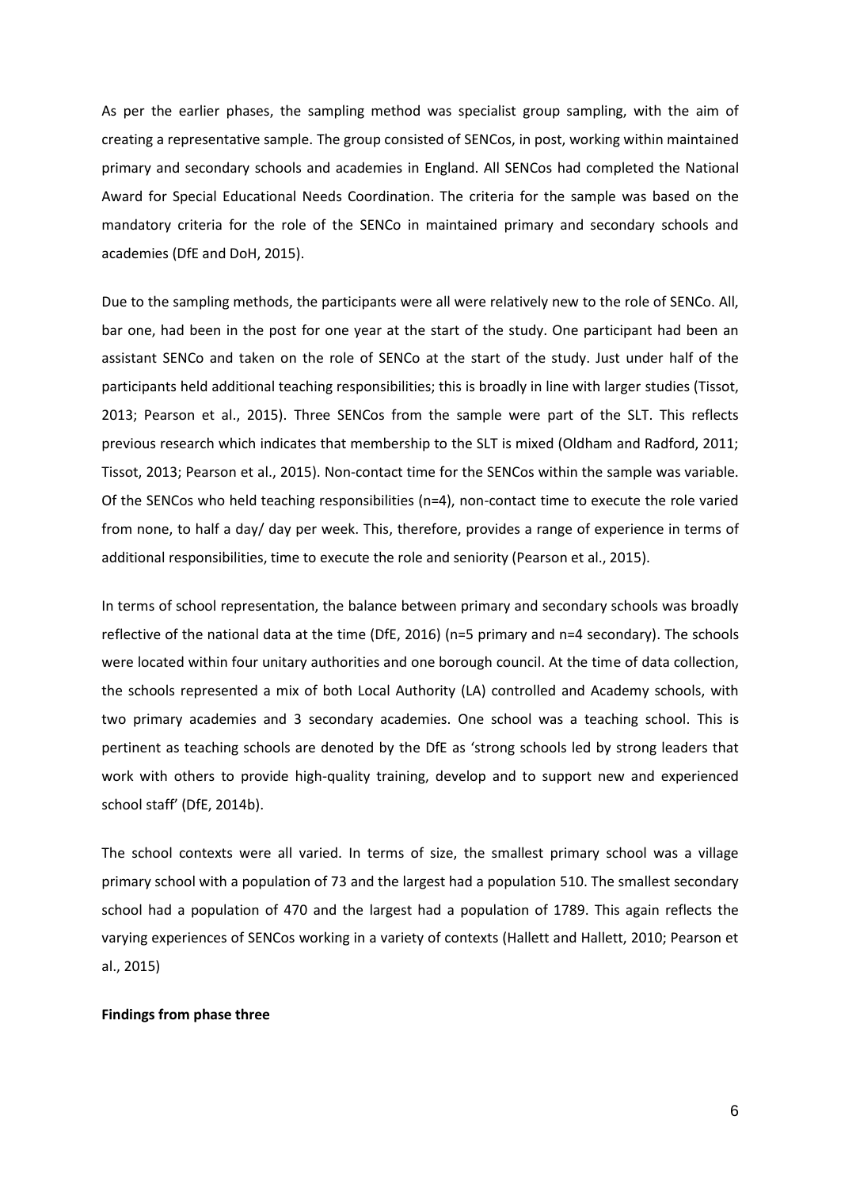As per the earlier phases, the sampling method was specialist group sampling, with the aim of creating a representative sample. The group consisted of SENCos, in post, working within maintained primary and secondary schools and academies in England. All SENCos had completed the National Award for Special Educational Needs Coordination. The criteria for the sample was based on the mandatory criteria for the role of the SENCo in maintained primary and secondary schools and academies (DfE and DoH, 2015).

Due to the sampling methods, the participants were all were relatively new to the role of SENCo. All, bar one, had been in the post for one year at the start of the study. One participant had been an assistant SENCo and taken on the role of SENCo at the start of the study. Just under half of the participants held additional teaching responsibilities; this is broadly in line with larger studies (Tissot, 2013; Pearson et al., 2015). Three SENCos from the sample were part of the SLT. This reflects previous research which indicates that membership to the SLT is mixed (Oldham and Radford, 2011; Tissot, 2013; Pearson et al., 2015). Non-contact time for the SENCos within the sample was variable. Of the SENCos who held teaching responsibilities (n=4), non-contact time to execute the role varied from none, to half a day/ day per week. This, therefore, provides a range of experience in terms of additional responsibilities, time to execute the role and seniority (Pearson et al., 2015).

In terms of school representation, the balance between primary and secondary schools was broadly reflective of the national data at the time (DfE, 2016) (n=5 primary and n=4 secondary). The schools were located within four unitary authorities and one borough council. At the time of data collection, the schools represented a mix of both Local Authority (LA) controlled and Academy schools, with two primary academies and 3 secondary academies. One school was a teaching school. This is pertinent as teaching schools are denoted by the DfE as 'strong schools led by strong leaders that work with others to provide high-quality training, develop and to support new and experienced school staff' (DfE, 2014b).

The school contexts were all varied. In terms of size, the smallest primary school was a village primary school with a population of 73 and the largest had a population 510. The smallest secondary school had a population of 470 and the largest had a population of 1789. This again reflects the varying experiences of SENCos working in a variety of contexts (Hallett and Hallett, 2010; Pearson et al., 2015)

**Findings from phase three**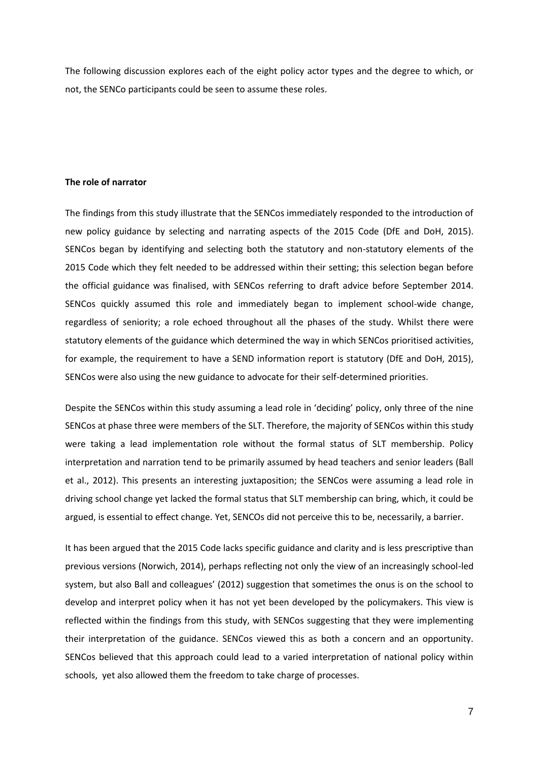The following discussion explores each of the eight policy actor types and the degree to which, or not, the SENCo participants could be seen to assume these roles.

**The role of narrator**

The findings from this study illustrate that the SENCos immediately responded to the introduction of new policy guidance by selecting and narrating aspects of the 2015 Code (DfE and DoH, 2015). SENCos began by identifying and selecting both the statutory and non-statutory elements of the 2015 Code which they felt needed to be addressed within their setting; this selection began before the official guidance was finalised, with SENCos referring to draft advice before September 2014. SENCos quickly assumed this role and immediately began to implement school-wide change, regardless of seniority; a role echoed throughout all the phases of the study. Whilst there were statutory elements of the guidance which determined the way in which SENCos prioritised activities, for example, the requirement to have a SEND information report is statutory (DfE and DoH, 2015), SENCos were also using the new guidance to advocate for their self-determined priorities.

Despite the SENCos within this study assuming a lead role in 'deciding' policy, only three of the nine SENCos at phase three were members of the SLT. Therefore, the majority of SENCos within this study were taking a lead implementation role without the formal status of SLT membership. Policy interpretation and narration tend to be primarily assumed by head teachers and senior leaders (Ball et al., 2012). This presents an interesting juxtaposition; the SENCos were assuming a lead role in driving school change yet lacked the formal status that SLT membership can bring, which, it could be argued, is essential to effect change. Yet, SENCOs did not perceive this to be, necessarily, a barrier.

It has been argued that the 2015 Code lacks specific guidance and clarity and is less prescriptive than previous versions (Norwich, 2014), perhaps reflecting not only the view of an increasingly school-led system, but also Ball and colleagues' (2012) suggestion that sometimes the onus is on the school to develop and interpret policy when it has not yet been developed by the policymakers. This view is reflected within the findings from this study, with SENCos suggesting that they were implementing their interpretation of the guidance. SENCos viewed this as both a concern and an opportunity. SENCos believed that this approach could lead to a varied interpretation of national policy within schools, yet also allowed them the freedom to take charge of processes.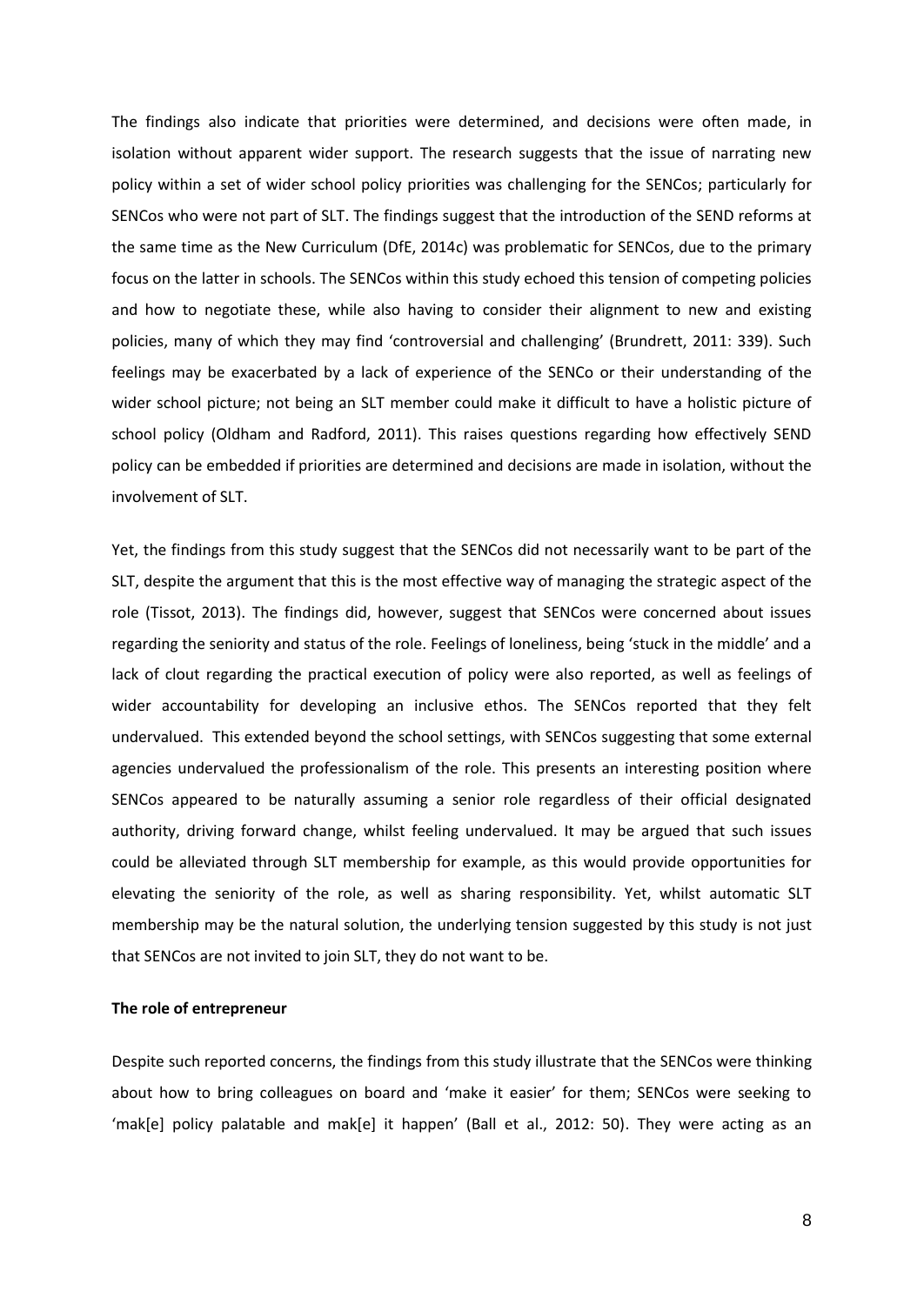The findings also indicate that priorities were determined, and decisions were often made, in isolation without apparent wider support. The research suggests that the issue of narrating new policy within a set of wider school policy priorities was challenging for the SENCos; particularly for SENCos who were not part of SLT. The findings suggest that the introduction of the SEND reforms at the same time as the New Curriculum (DfE, 2014c) was problematic for SENCos, due to the primary focus on the latter in schools. The SENCos within this study echoed this tension of competing policies and how to negotiate these, while also having to consider their alignment to new and existing policies, many of which they may find 'controversial and challenging' (Brundrett, 2011: 339). Such feelings may be exacerbated by a lack of experience of the SENCo or their understanding of the wider school picture; not being an SLT member could make it difficult to have a holistic picture of school policy (Oldham and Radford, 2011). This raises questions regarding how effectively SEND policy can be embedded if priorities are determined and decisions are made in isolation, without the involvement of SLT.

Yet, the findings from this study suggest that the SENCos did not necessarily want to be part of the SLT, despite the argument that this is the most effective way of managing the strategic aspect of the role (Tissot, 2013). The findings did, however, suggest that SENCos were concerned about issues regarding the seniority and status of the role. Feelings of loneliness, being 'stuck in the middle' and a lack of clout regarding the practical execution of policy were also reported, as well as feelings of wider accountability for developing an inclusive ethos. The SENCos reported that they felt undervalued. This extended beyond the school settings, with SENCos suggesting that some external agencies undervalued the professionalism of the role. This presents an interesting position where SENCos appeared to be naturally assuming a senior role regardless of their official designated authority, driving forward change, whilst feeling undervalued. It may be argued that such issues could be alleviated through SLT membership for example, as this would provide opportunities for elevating the seniority of the role, as well as sharing responsibility. Yet, whilst automatic SLT membership may be the natural solution, the underlying tension suggested by this study is not just that SENCos are not invited to join SLT, they do not want to be.

**The role of entrepreneur**

Despite such reported concerns, the findings from this study illustrate that the SENCos were thinking about how to bring colleagues on board and 'make it easier' for them; SENCos were seeking to 'mak[e] policy palatable and mak[e] it happen' (Ball et al., 2012: 50). They were acting as an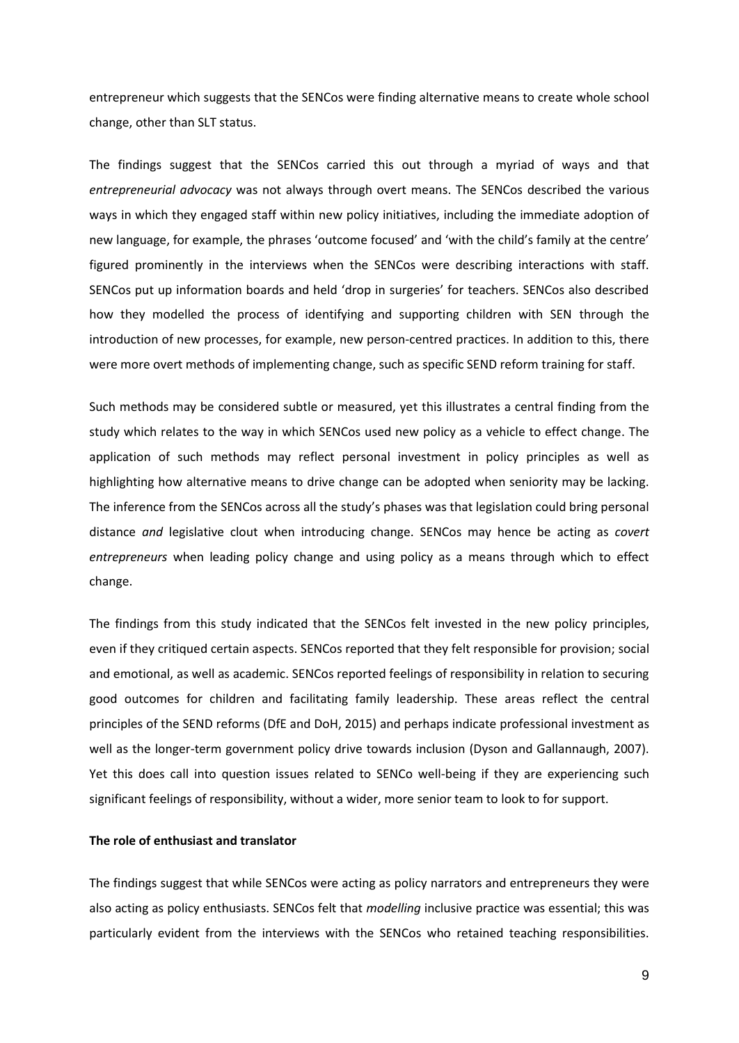entrepreneur which suggests that the SENCos were finding alternative means to create whole school change, other than SLT status.

The findings suggest that the SENCos carried this out through a myriad of ways and that *entrepreneurial advocacy* was not always through overt means. The SENCos described the various ways in which they engaged staff within new policy initiatives, including the immediate adoption of new language, for example, the phrases 'outcome focused' and 'with the child's family at the centre' figured prominently in the interviews when the SENCos were describing interactions with staff. SENCos put up information boards and held 'drop in surgeries' for teachers. SENCos also described how they modelled the process of identifying and supporting children with SEN through the introduction of new processes, for example, new person-centred practices. In addition to this, there were more overt methods of implementing change, such as specific SEND reform training for staff.

Such methods may be considered subtle or measured, yet this illustrates a central finding from the study which relates to the way in which SENCos used new policy as a vehicle to effect change. The application of such methods may reflect personal investment in policy principles as well as highlighting how alternative means to drive change can be adopted when seniority may be lacking. The inference from the SENCos across all the study's phases was that legislation could bring personal distance *and* legislative clout when introducing change. SENCos may hence be acting as *covert entrepreneurs* when leading policy change and using policy as a means through which to effect change.

The findings from this study indicated that the SENCos felt invested in the new policy principles, even if they critiqued certain aspects. SENCos reported that they felt responsible for provision; social and emotional, as well as academic. SENCos reported feelings of responsibility in relation to securing good outcomes for children and facilitating family leadership. These areas reflect the central principles of the SEND reforms (DfE and DoH, 2015) and perhaps indicate professional investment as well as the longer-term government policy drive towards inclusion (Dyson and Gallannaugh, 2007). Yet this does call into question issues related to SENCo well-being if they are experiencing such significant feelings of responsibility, without a wider, more senior team to look to for support.

**The role of enthusiast and translator**

The findings suggest that while SENCos were acting as policy narrators and entrepreneurs they were also acting as policy enthusiasts. SENCos felt that *modelling* inclusive practice was essential; this was particularly evident from the interviews with the SENCos who retained teaching responsibilities.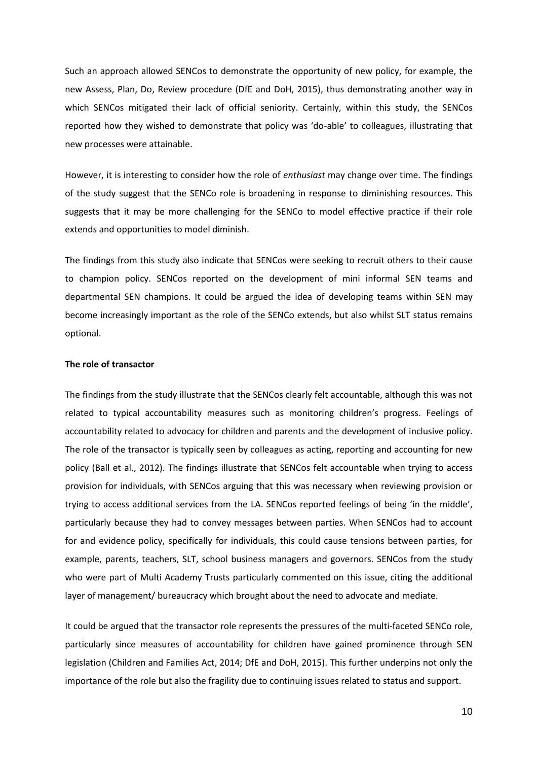Such an approach allowed SENCos to demonstrate the opportunity of new policy, for example, the new Assess, Plan, Do, Review procedure (DfE and DoH, 2015), thus demonstrating another way in which SENCos mitigated their lack of official seniority. Certainly, within this study, the SENCos reported how they wished to demonstrate that policy was 'do-able' to colleagues, illustrating that new processes were attainable.

However, it is interesting to consider how the role of *enthusiast* may change over time. The findings of the study suggest that the SENCo role is broadening in response to diminishing resources. This suggests that it may be more challenging for the SENCo to model effective practice if their role extends and opportunities to model diminish.

The findings from this study also indicate that SENCos were seeking to recruit others to their cause to champion policy. SENCos reported on the development of mini informal SEN teams and departmental SEN champions. It could be argued the idea of developing teams within SEN may become increasingly important as the role of the SENCo extends, but also whilst SLT status remains optional.

**The role of transactor**

The findings from the study illustrate that the SENCos clearly felt accountable, although this was not related to typical accountability measures such as monitoring children's progress. Feelings of accountability related to advocacy for children and parents and the development of inclusive policy. The role of the transactor is typically seen by colleagues as acting, reporting and accounting for new policy (Ball et al., 2012). The findings illustrate that SENCos felt accountable when trying to access provision for individuals, with SENCos arguing that this was necessary when reviewing provision or trying to access additional services from the LA. SENCos reported feelings of being 'in the middle', particularly because they had to convey messages between parties. When SENCos had to account for and evidence policy, specifically for individuals, this could cause tensions between parties, for example, parents, teachers, SLT, school business managers and governors. SENCos from the study who were part of Multi Academy Trusts particularly commented on this issue, citing the additional layer of management/ bureaucracy which brought about the need to advocate and mediate.

It could be argued that the transactor role represents the pressures of the multi-faceted SENCo role, particularly since measures of accountability for children have gained prominence through SEN legislation (Children and Families Act, 2014; DfE and DoH, 2015). This further underpins not only the importance of the role but also the fragility due to continuing issues related to status and support.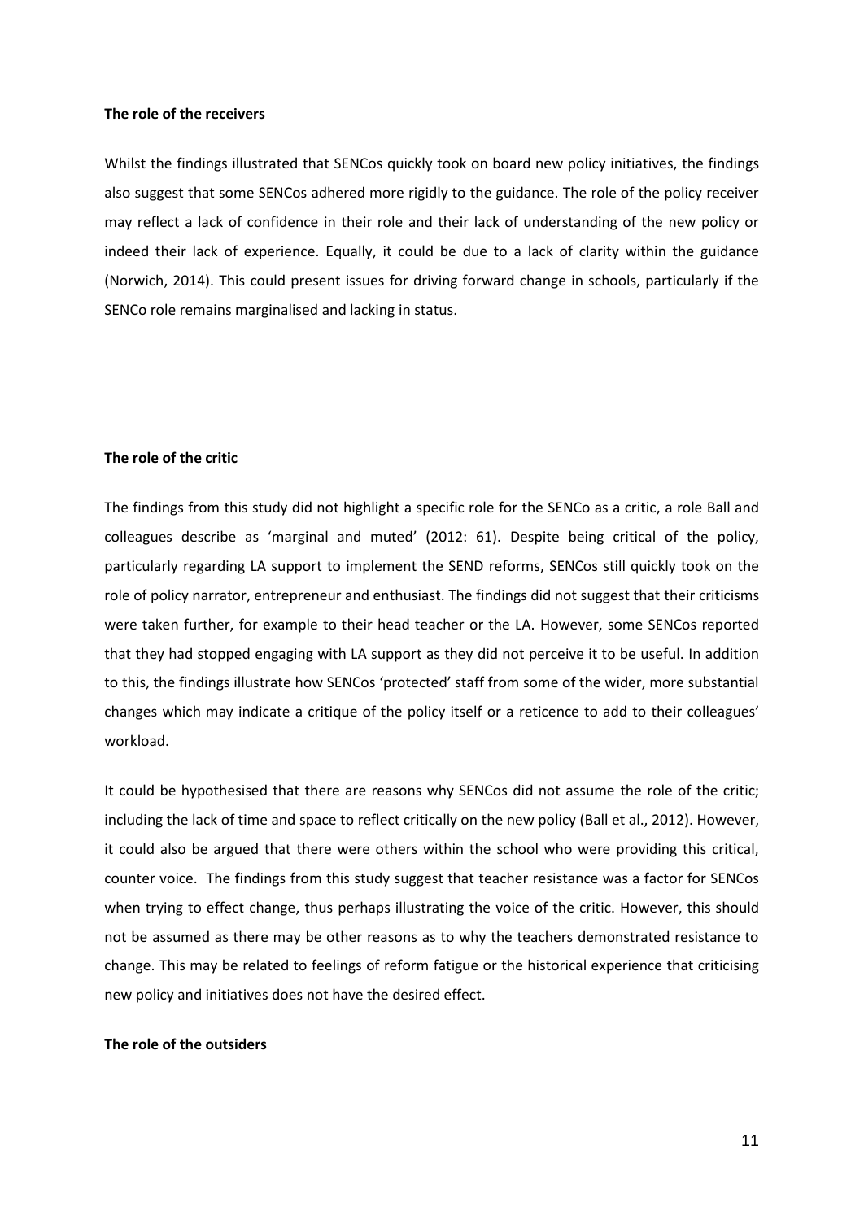**The role of the receivers**

Whilst the findings illustrated that SENCos quickly took on board new policy initiatives, the findings also suggest that some SENCos adhered more rigidly to the guidance. The role of the policy receiver may reflect a lack of confidence in their role and their lack of understanding of the new policy or indeed their lack of experience. Equally, it could be due to a lack of clarity within the guidance (Norwich, 2014). This could present issues for driving forward change in schools, particularly if the SENCo role remains marginalised and lacking in status.

**The role of the critic**

The findings from this study did not highlight a specific role for the SENCo as a critic, a role Ball and colleagues describe as 'marginal and muted' (2012: 61). Despite being critical of the policy, particularly regarding LA support to implement the SEND reforms, SENCos still quickly took on the role of policy narrator, entrepreneur and enthusiast. The findings did not suggest that their criticisms were taken further, for example to their head teacher or the LA. However, some SENCos reported that they had stopped engaging with LA support as they did not perceive it to be useful. In addition to this, the findings illustrate how SENCos 'protected' staff from some of the wider, more substantial changes which may indicate a critique of the policy itself or a reticence to add to their colleagues' workload.

It could be hypothesised that there are reasons why SENCos did not assume the role of the critic; including the lack of time and space to reflect critically on the new policy (Ball et al., 2012). However, it could also be argued that there were others within the school who were providing this critical, counter voice. The findings from this study suggest that teacher resistance was a factor for SENCos when trying to effect change, thus perhaps illustrating the voice of the critic. However, this should not be assumed as there may be other reasons as to why the teachers demonstrated resistance to change. This may be related to feelings of reform fatigue or the historical experience that criticising new policy and initiatives does not have the desired effect.

**The role of the outsiders**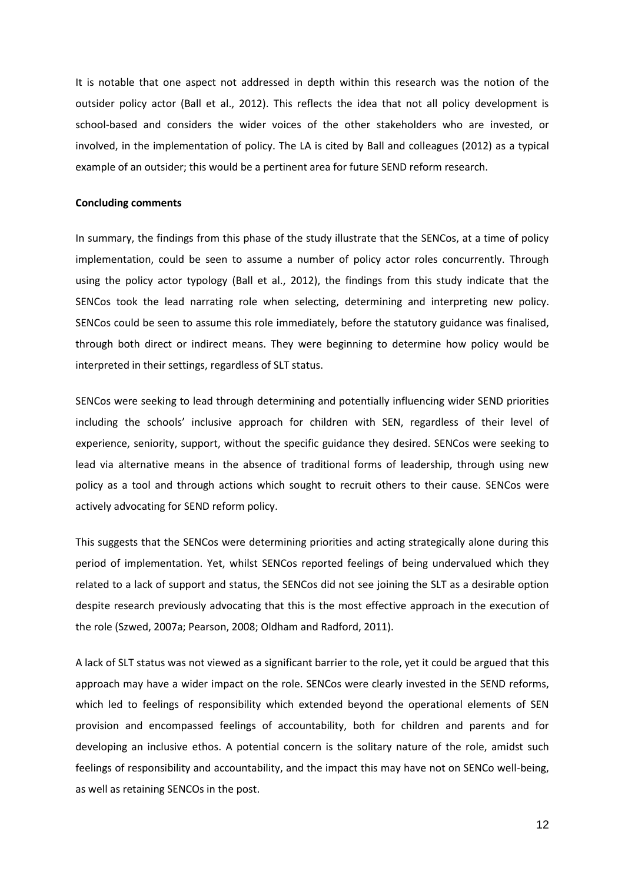It is notable that one aspect not addressed in depth within this research was the notion of the outsider policy actor (Ball et al., 2012). This reflects the idea that not all policy development is school-based and considers the wider voices of the other stakeholders who are invested, or involved, in the implementation of policy. The LA is cited by Ball and colleagues (2012) as a typical example of an outsider; this would be a pertinent area for future SEND reform research.

**Concluding comments**

In summary, the findings from this phase of the study illustrate that the SENCos, at a time of policy implementation, could be seen to assume a number of policy actor roles concurrently. Through using the policy actor typology (Ball et al., 2012), the findings from this study indicate that the SENCos took the lead narrating role when selecting, determining and interpreting new policy. SENCos could be seen to assume this role immediately, before the statutory guidance was finalised, through both direct or indirect means. They were beginning to determine how policy would be interpreted in their settings, regardless of SLT status.

SENCos were seeking to lead through determining and potentially influencing wider SEND priorities including the schools' inclusive approach for children with SEN, regardless of their level of experience, seniority, support, without the specific guidance they desired. SENCos were seeking to lead via alternative means in the absence of traditional forms of leadership, through using new policy as a tool and through actions which sought to recruit others to their cause. SENCos were actively advocating for SEND reform policy.

This suggests that the SENCos were determining priorities and acting strategically alone during this period of implementation. Yet, whilst SENCos reported feelings of being undervalued which they related to a lack of support and status, the SENCos did not see joining the SLT as a desirable option despite research previously advocating that this is the most effective approach in the execution of the role (Szwed, 2007a; Pearson, 2008; Oldham and Radford, 2011).

A lack of SLT status was not viewed as a significant barrier to the role, yet it could be argued that this approach may have a wider impact on the role. SENCos were clearly invested in the SEND reforms, which led to feelings of responsibility which extended beyond the operational elements of SEN provision and encompassed feelings of accountability, both for children and parents and for developing an inclusive ethos. A potential concern is the solitary nature of the role, amidst such feelings of responsibility and accountability, and the impact this may have not on SENCo well-being, as well as retaining SENCOs in the post.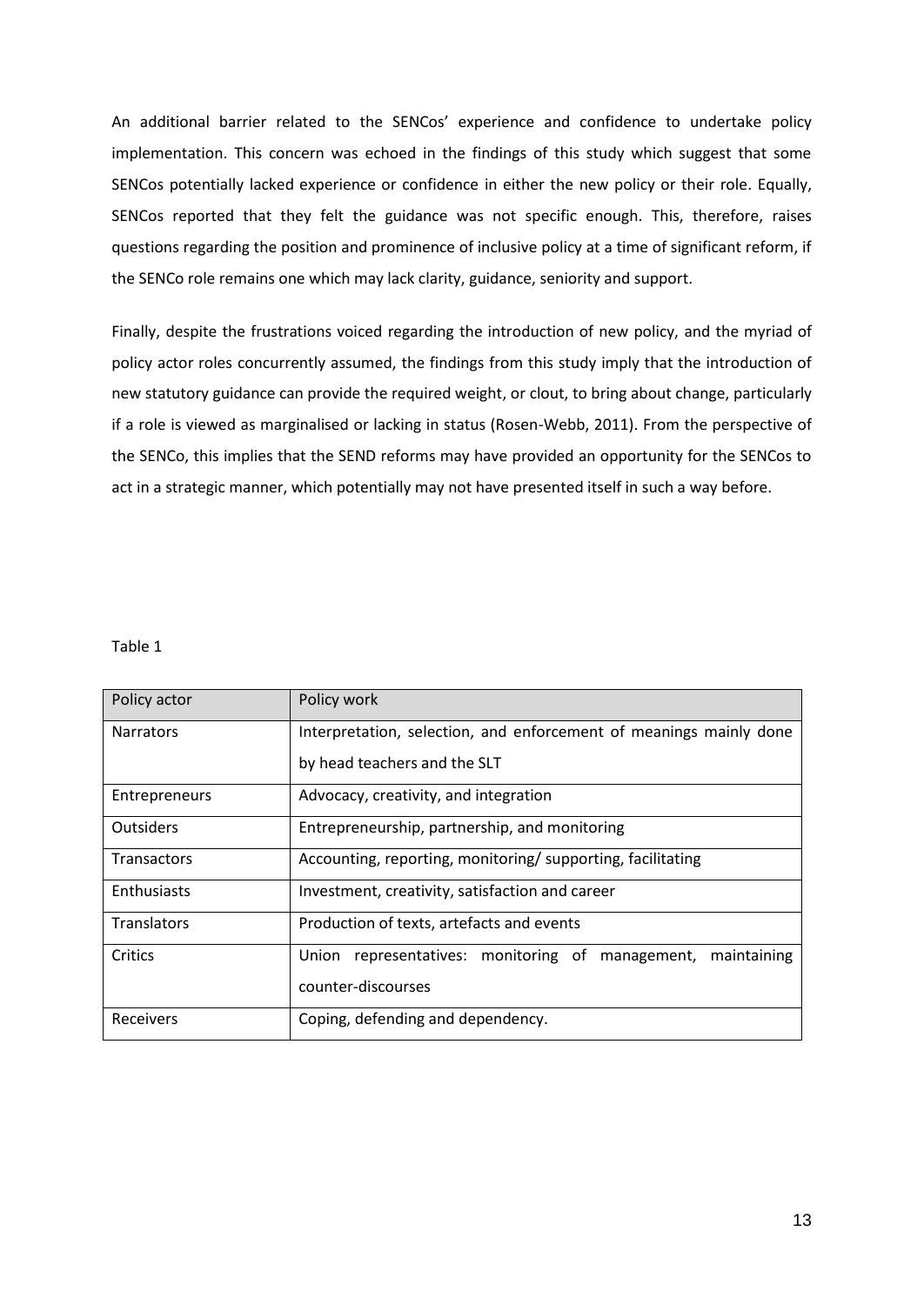An additional barrier related to the SENCos' experience and confidence to undertake policy implementation. This concern was echoed in the findings of this study which suggest that some SENCos potentially lacked experience or confidence in either the new policy or their role. Equally, SENCos reported that they felt the guidance was not specific enough. This, therefore, raises questions regarding the position and prominence of inclusive policy at a time of significant reform, if the SENCo role remains one which may lack clarity, guidance, seniority and support.

Finally, despite the frustrations voiced regarding the introduction of new policy, and the myriad of policy actor roles concurrently assumed, the findings from this study imply that the introduction of new statutory guidance can provide the required weight, or clout, to bring about change, particularly if a role is viewed as marginalised or lacking in status (Rosen-Webb, 2011). From the perspective of the SENCo, this implies that the SEND reforms may have provided an opportunity for the SENCos to act in a strategic manner, which potentially may not have presented itself in such a way before.

Table 1

| Policy actor | Policy work |
| --- | --- |
| Narrators | Interpretation, selection, and enforcement of meanings mainly done by head teachers and the SLT |
| Entrepreneurs | Advocacy, creativity, and integration |
| Outsiders | Entrepreneurship, partnership, and monitoring |
| Transactors | Accounting, reporting, monitoring/ supporting, facilitating |
| Enthusiasts | Investment, creativity, satisfaction and career |
| Translators | Production of texts, artefacts and events |
| Critics | Union representatives: monitoring of management, maintaining counter-discourses |
| Receivers | Coping, defending and dependency. |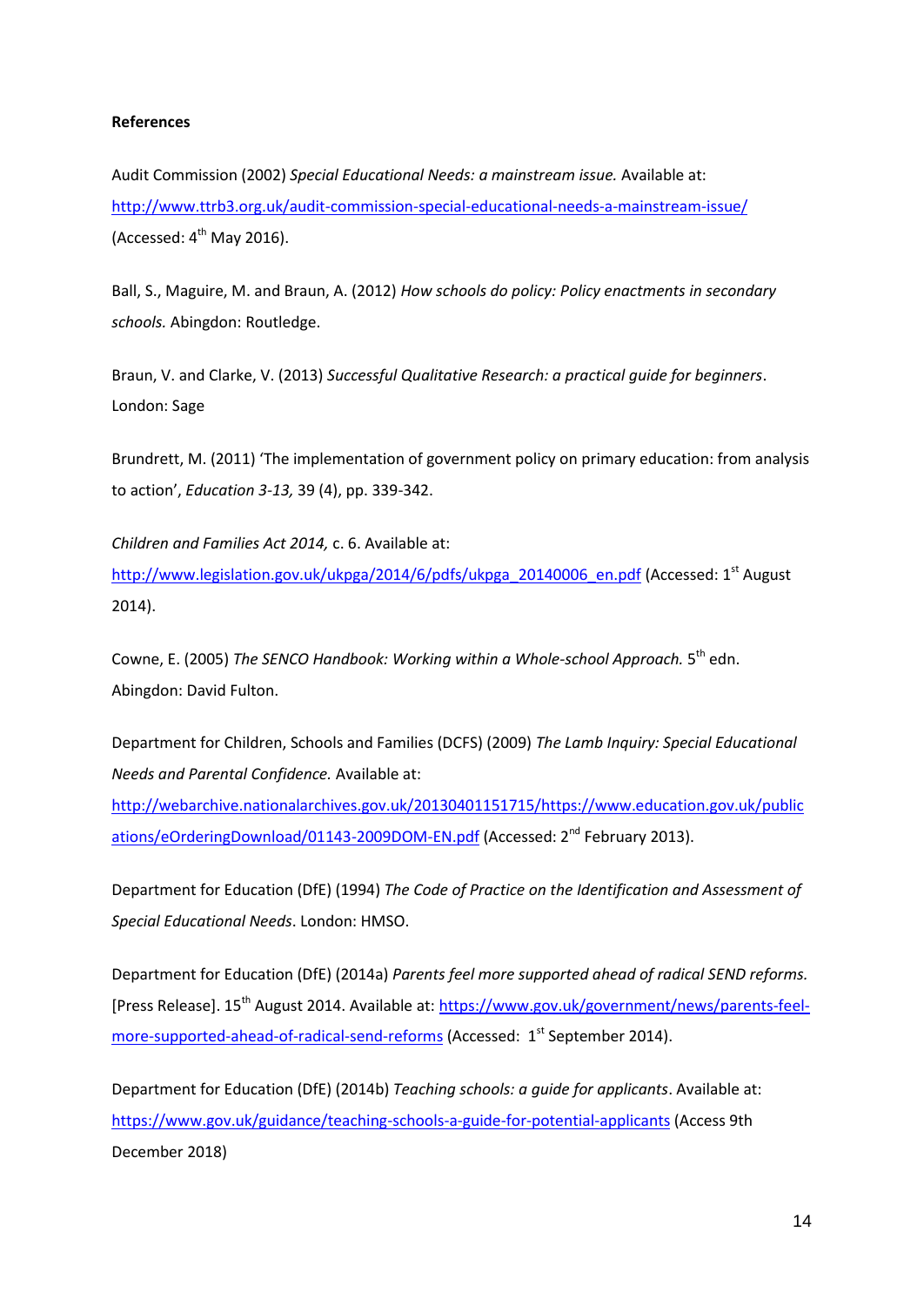**References**

Audit Commission (2002) *Special Educational Needs: a mainstream issue.* Available at: http://www.ttrb3.org.uk/audit-commission-special-educational-needs-a-mainstream-issue/ (Accessed: 4th May 2016).

Ball, S., Maguire, M. and Braun, A. (2012) *How schools do policy: Policy enactments in secondary schools.* Abingdon: Routledge.

Braun, V. and Clarke, V. (2013) *Successful Qualitative Research: a practical guide for beginners*. London: Sage

Brundrett, M. (2011) 'The implementation of government policy on primary education: from analysis to action', *Education 3-13,* 39 (4), pp. 339-342.

*Children and Families Act 2014,* c. 6. Available at: http://www.legislation.gov.uk/ukpga/2014/6/pdfs/ukpga_20140006_en.pdf (Accessed: 1st August 2014).

Cowne, E. (2005) *The SENCO Handbook: Working within a Whole-school Approach.* 5th edn. Abingdon: David Fulton.

Department for Children, Schools and Families (DCFS) (2009) *The Lamb Inquiry: Special Educational Needs and Parental Confidence.* Available at: http://webarchive.nationalarchives.gov.uk/20130401151715/https://www.education.gov.uk/publications/eOrderingDownload/01143-2009DOM-EN.pdf (Accessed: 2nd February 2013).

Department for Education (DfE) (1994) *The Code of Practice on the Identification and Assessment of Special Educational Needs*. London: HMSO.

Department for Education (DfE) (2014a) *Parents feel more supported ahead of radical SEND reforms.* [Press Release]. 15th August 2014. Available at: https://www.gov.uk/government/news/parents-feel-more-supported-ahead-of-radical-send-reforms (Accessed: 1st September 2014).

Department for Education (DfE) (2014b) *Teaching schools: a guide for applicants*. Available at: https://www.gov.uk/guidance/teaching-schools-a-guide-for-potential-applicants (Access 9th December 2018)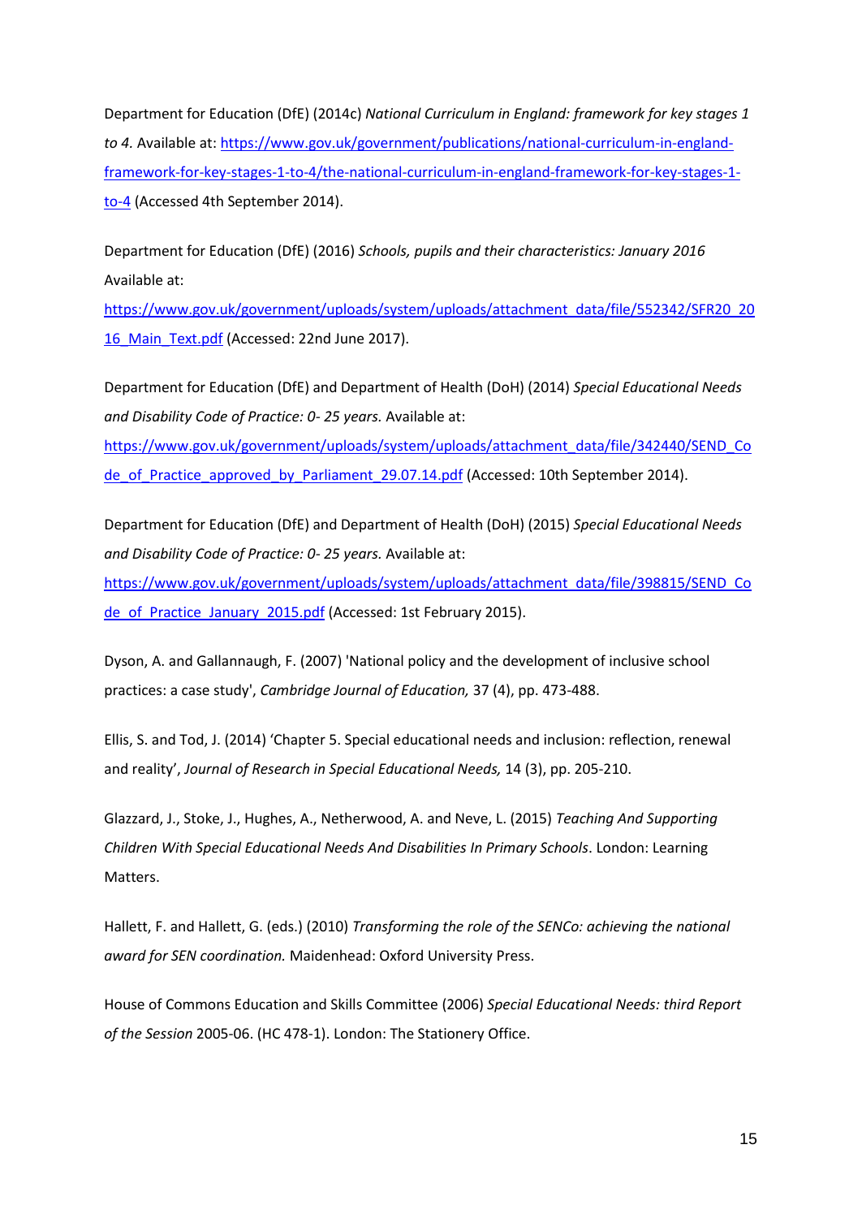Department for Education (DfE) (2014c) *National Curriculum in England: framework for key stages 1 to 4.* Available at: https://www.gov.uk/government/publications/national-curriculum-in-england-framework-for-key-stages-1-to-4/the-national-curriculum-in-england-framework-for-key-stages-1-to-4 (Accessed 4th September 2014).

Department for Education (DfE) (2016) *Schools, pupils and their characteristics: January 2016* Available at: https://www.gov.uk/government/uploads/system/uploads/attachment_data/file/552342/SFR20_2016_Main_Text.pdf (Accessed: 22nd June 2017).

Department for Education (DfE) and Department of Health (DoH) (2014) *Special Educational Needs and Disability Code of Practice: 0- 25 years.* Available at: https://www.gov.uk/government/uploads/system/uploads/attachment_data/file/342440/SEND_Code_of_Practice_approved_by_Parliament_29.07.14.pdf (Accessed: 10th September 2014).

Department for Education (DfE) and Department of Health (DoH) (2015) *Special Educational Needs and Disability Code of Practice: 0- 25 years.* Available at: https://www.gov.uk/government/uploads/system/uploads/attachment_data/file/398815/SEND_Code_of_Practice_January_2015.pdf (Accessed: 1st February 2015).

Dyson, A. and Gallannaugh, F. (2007) 'National policy and the development of inclusive school practices: a case study', *Cambridge Journal of Education,* 37 (4), pp. 473-488.

Ellis, S. and Tod, J. (2014) 'Chapter 5. Special educational needs and inclusion: reflection, renewal and reality', *Journal of Research in Special Educational Needs,* 14 (3), pp. 205-210.

Glazzard, J., Stoke, J., Hughes, A., Netherwood, A. and Neve, L. (2015) *Teaching And Supporting Children With Special Educational Needs And Disabilities In Primary Schools*. London: Learning Matters.

Hallett, F. and Hallett, G. (eds.) (2010) *Transforming the role of the SENCo: achieving the national award for SEN coordination.* Maidenhead: Oxford University Press.

House of Commons Education and Skills Committee (2006) *Special Educational Needs: third Report of the Session* 2005-06. (HC 478-1). London: The Stationery Office.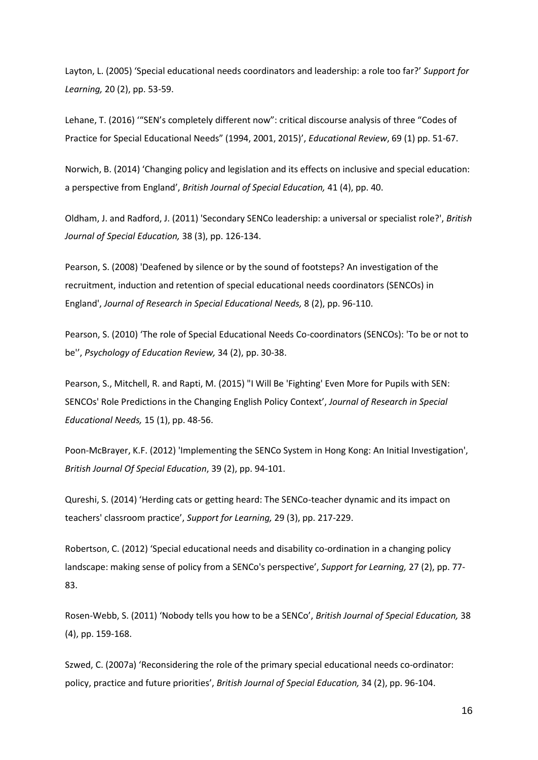Layton, L. (2005) ‘Special educational needs coordinators and leadership: a role too far?’ *Support for Learning,* 20 (2), pp. 53-59.

Lehane, T. (2016) ‘“SEN’s completely different now”: critical discourse analysis of three “Codes of Practice for Special Educational Needs” (1994, 2001, 2015)’, *Educational Review*, 69 (1) pp. 51-67.

Norwich, B. (2014) ‘Changing policy and legislation and its effects on inclusive and special education: a perspective from England’, *British Journal of Special Education,* 41 (4), pp. 40.

Oldham, J. and Radford, J. (2011) 'Secondary SENCo leadership: a universal or specialist role?', *British Journal of Special Education,* 38 (3), pp. 126-134.

Pearson, S. (2008) 'Deafened by silence or by the sound of footsteps? An investigation of the recruitment, induction and retention of special educational needs coordinators (SENCOs) in England', *Journal of Research in Special Educational Needs,* 8 (2), pp. 96-110.

Pearson, S. (2010) ‘The role of Special Educational Needs Co-coordinators (SENCOs): 'To be or not to be'’, *Psychology of Education Review,* 34 (2), pp. 30-38.

Pearson, S., Mitchell, R. and Rapti, M. (2015) "I Will Be 'Fighting' Even More for Pupils with SEN: SENCOs' Role Predictions in the Changing English Policy Context’, *Journal of Research in Special Educational Needs,* 15 (1), pp. 48-56.

Poon-McBrayer, K.F. (2012) 'Implementing the SENCo System in Hong Kong: An Initial Investigation', *British Journal Of Special Education*, 39 (2), pp. 94-101.

Qureshi, S. (2014) ‘Herding cats or getting heard: The SENCo-teacher dynamic and its impact on teachers' classroom practice’, *Support for Learning,* 29 (3), pp. 217-229.

Robertson, C. (2012) ‘Special educational needs and disability co-ordination in a changing policy landscape: making sense of policy from a SENCo's perspective’, *Support for Learning,* 27 (2), pp. 77-83.

Rosen-Webb, S. (2011) ‘Nobody tells you how to be a SENCo’, *British Journal of Special Education,* 38 (4), pp. 159-168.

Szwed, C. (2007a) ‘Reconsidering the role of the primary special educational needs co-ordinator: policy, practice and future priorities’, *British Journal of Special Education,* 34 (2), pp. 96-104.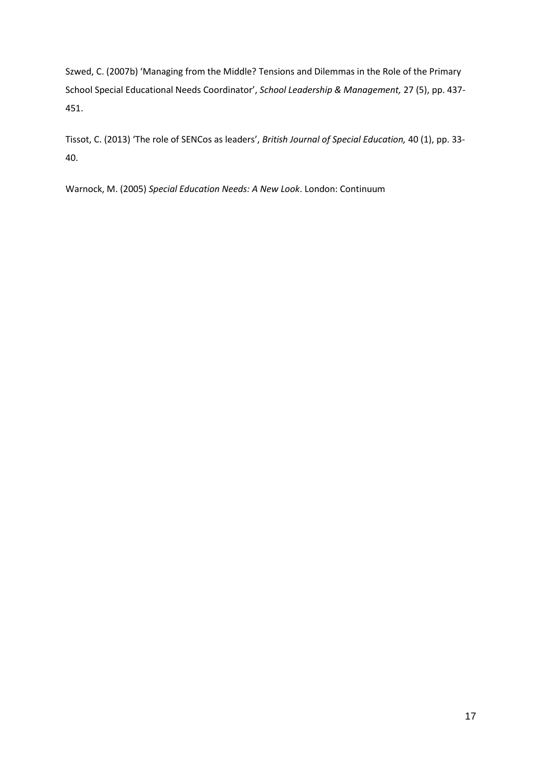Szwed, C. (2007b) 'Managing from the Middle? Tensions and Dilemmas in the Role of the Primary School Special Educational Needs Coordinator', *School Leadership & Management,* 27 (5), pp. 437-451.

Tissot, C. (2013) 'The role of SENCos as leaders', *British Journal of Special Education,* 40 (1), pp. 33-40.

Warnock, M. (2005) *Special Education Needs: A New Look*. London: Continuum